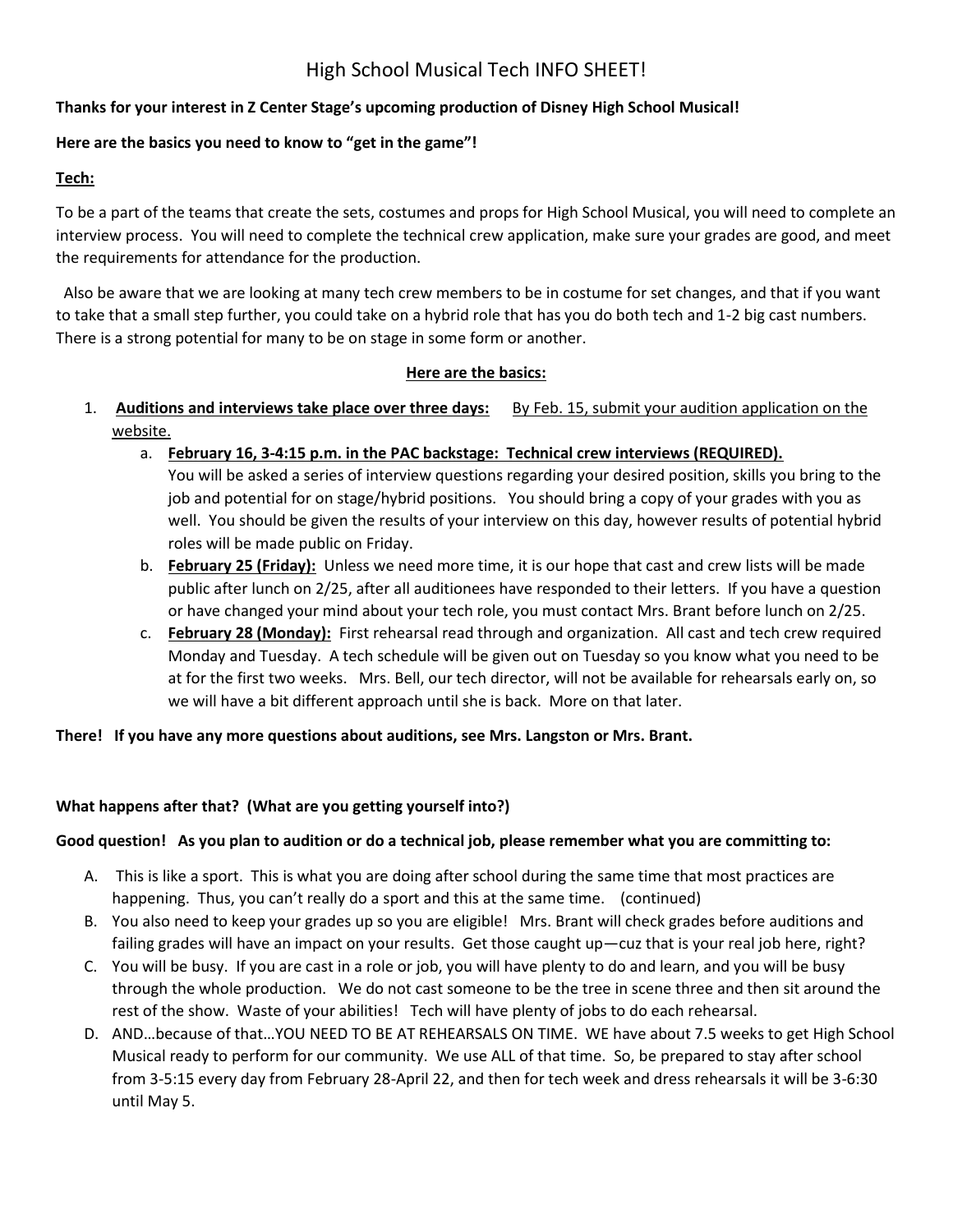# High School Musical Tech INFO SHEET!

**Thanks for your interest in Z Center Stage's upcoming production of Disney High School Musical!**

**Here are the basics you need to know to "get in the game"!**

**Tech:**

To be a part of the teams that create the sets, costumes and props for High School Musical, you will need to complete an interview process. You will need to complete the technical crew application, make sure your grades are good, and meet the requirements for attendance for the production.

Also be aware that we are looking at many tech crew members to be in costume for set changes, and that if you want to take that a small step further, you could take on a hybrid role that has you do both tech and 1-2 big cast numbers. There is a strong potential for many to be on stage in some form or another.

**Here are the basics:**

1. **Auditions and interviews take place over three days:** By Feb. 15, submit your audition application on the website.
   a. **February 16, 3-4:15 p.m. in the PAC backstage: Technical crew interviews (REQUIRED).** You will be asked a series of interview questions regarding your desired position, skills you bring to the job and potential for on stage/hybrid positions. You should bring a copy of your grades with you as well. You should be given the results of your interview on this day, however results of potential hybrid roles will be made public on Friday.
   b. **February 25 (Friday):** Unless we need more time, it is our hope that cast and crew lists will be made public after lunch on 2/25, after all auditionees have responded to their letters. If you have a question or have changed your mind about your tech role, you must contact Mrs. Brant before lunch on 2/25.
   c. **February 28 (Monday):** First rehearsal read through and organization. All cast and tech crew required Monday and Tuesday. A tech schedule will be given out on Tuesday so you know what you need to be at for the first two weeks. Mrs. Bell, our tech director, will not be available for rehearsals early on, so we will have a bit different approach until she is back. More on that later.

**There! If you have any more questions about auditions, see Mrs. Langston or Mrs. Brant.**

**What happens after that? (What are you getting yourself into?)**

**Good question! As you plan to audition or do a technical job, please remember what you are committing to:**

A. This is like a sport. This is what you are doing after school during the same time that most practices are happening. Thus, you can't really do a sport and this at the same time. (continued)
B. You also need to keep your grades up so you are eligible! Mrs. Brant will check grades before auditions and failing grades will have an impact on your results. Get those caught up—cuz that is your real job here, right?
C. You will be busy. If you are cast in a role or job, you will have plenty to do and learn, and you will be busy through the whole production. We do not cast someone to be the tree in scene three and then sit around the rest of the show. Waste of your abilities! Tech will have plenty of jobs to do each rehearsal.
D. AND…because of that…YOU NEED TO BE AT REHEARSALS ON TIME. WE have about 7.5 weeks to get High School Musical ready to perform for our community. We use ALL of that time. So, be prepared to stay after school from 3-5:15 every day from February 28-April 22, and then for tech week and dress rehearsals it will be 3-6:30 until May 5.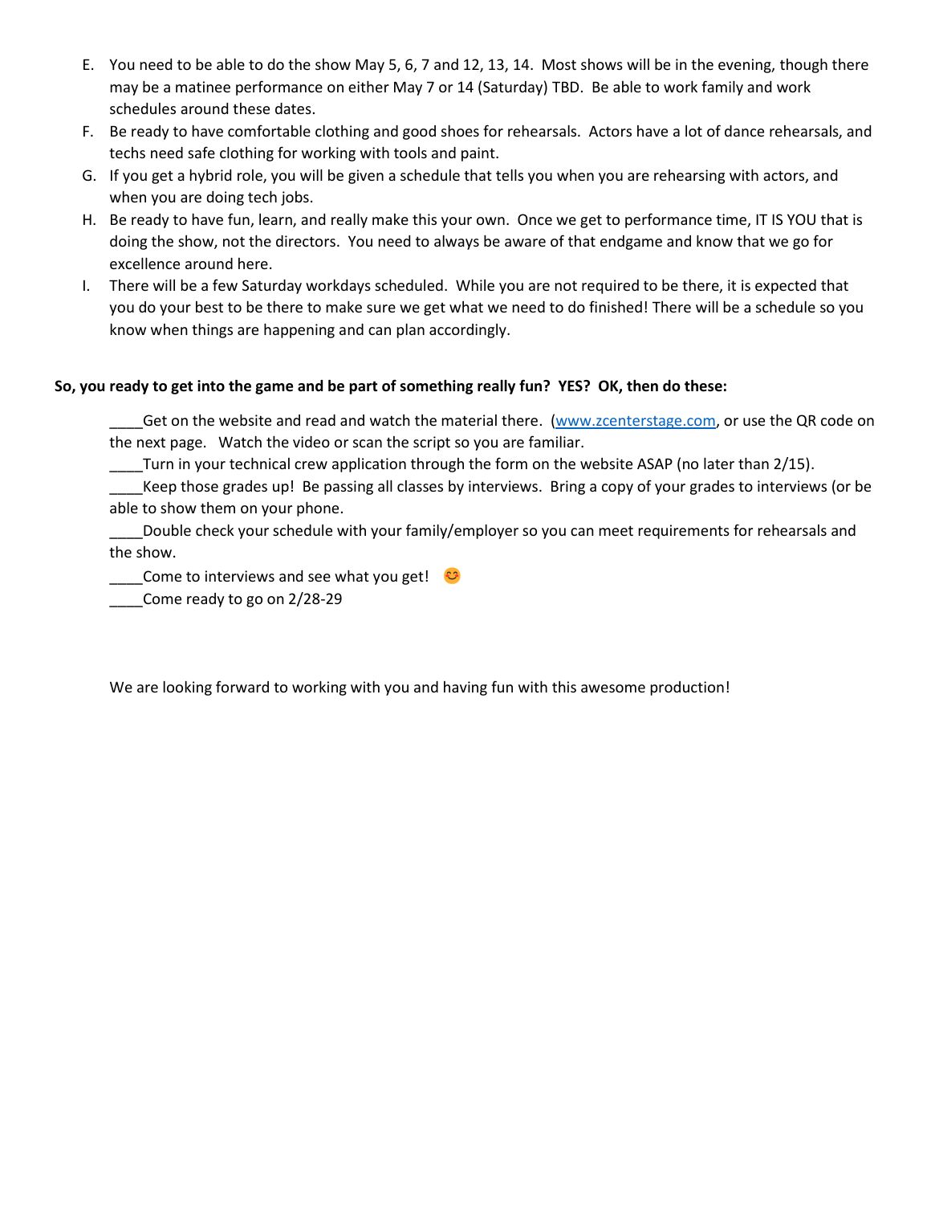E. You need to be able to do the show May 5, 6, 7 and 12, 13, 14. Most shows will be in the evening, though there may be a matinee performance on either May 7 or 14 (Saturday) TBD. Be able to work family and work schedules around these dates.

F. Be ready to have comfortable clothing and good shoes for rehearsals. Actors have a lot of dance rehearsals, and techs need safe clothing for working with tools and paint.

G. If you get a hybrid role, you will be given a schedule that tells you when you are rehearsing with actors, and when you are doing tech jobs.

H. Be ready to have fun, learn, and really make this your own. Once we get to performance time, IT IS YOU that is doing the show, not the directors. You need to always be aware of that endgame and know that we go for excellence around here.

I. There will be a few Saturday workdays scheduled. While you are not required to be there, it is expected that you do your best to be there to make sure we get what we need to do finished! There will be a schedule so you know when things are happening and can plan accordingly.

**So, you ready to get into the game and be part of something really fun? YES? OK, then do these:**

____Get on the website and read and watch the material there. ([www.zcenterstage.com](www.zcenterstage.com), or use the QR code on the next page. Watch the video or scan the script so you are familiar.

____Turn in your technical crew application through the form on the website ASAP (no later than 2/15).

____Keep those grades up! Be passing all classes by interviews. Bring a copy of your grades to interviews (or be able to show them on your phone.

____Double check your schedule with your family/employer so you can meet requirements for rehearsals and the show.

____Come to interviews and see what you get! 😊

____Come ready to go on 2/28-29

We are looking forward to working with you and having fun with this awesome production!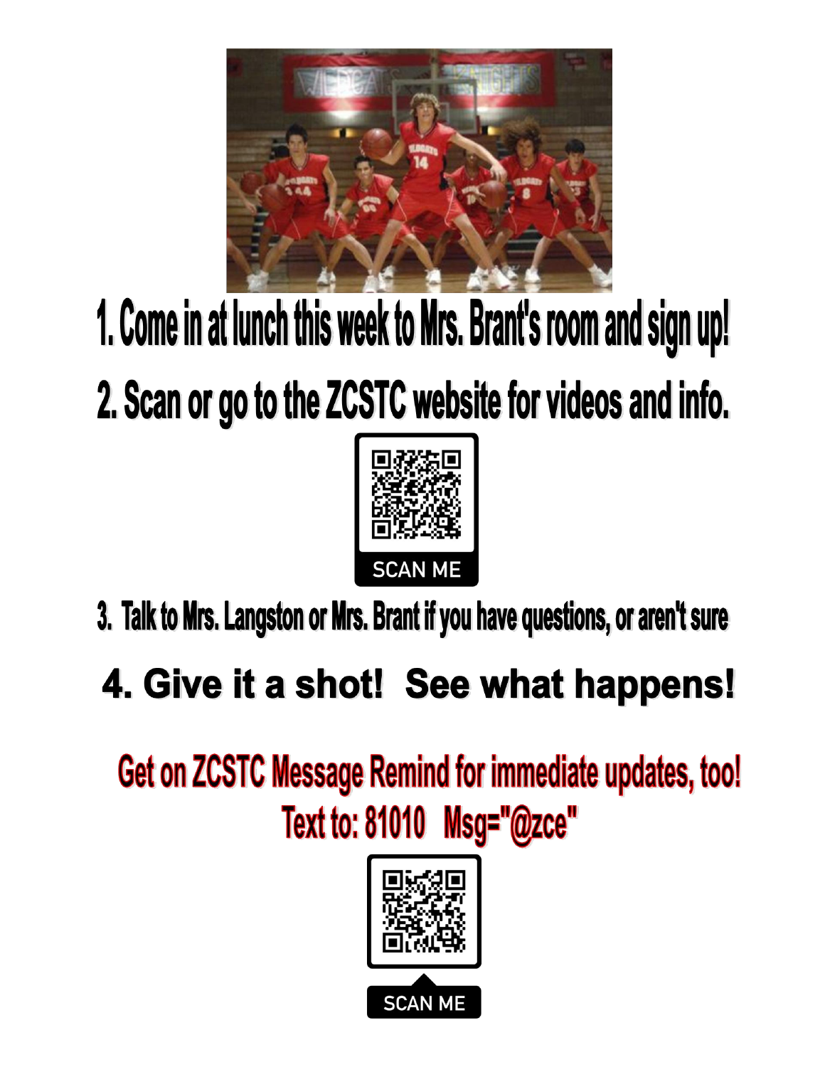1. Come in at lunch this week to Mrs. Brant's room and sign up!

2. Scan or go to the ZCSTC website for videos and info.

SCAN ME

3. Talk to Mrs. Langston or Mrs. Brant if you have questions, or aren't sure

4. Give it a shot! See what happens!

Get on ZCSTC Message Remind for immediate updates, too!

Text to: 81010 Msg="@zce"

SCAN ME